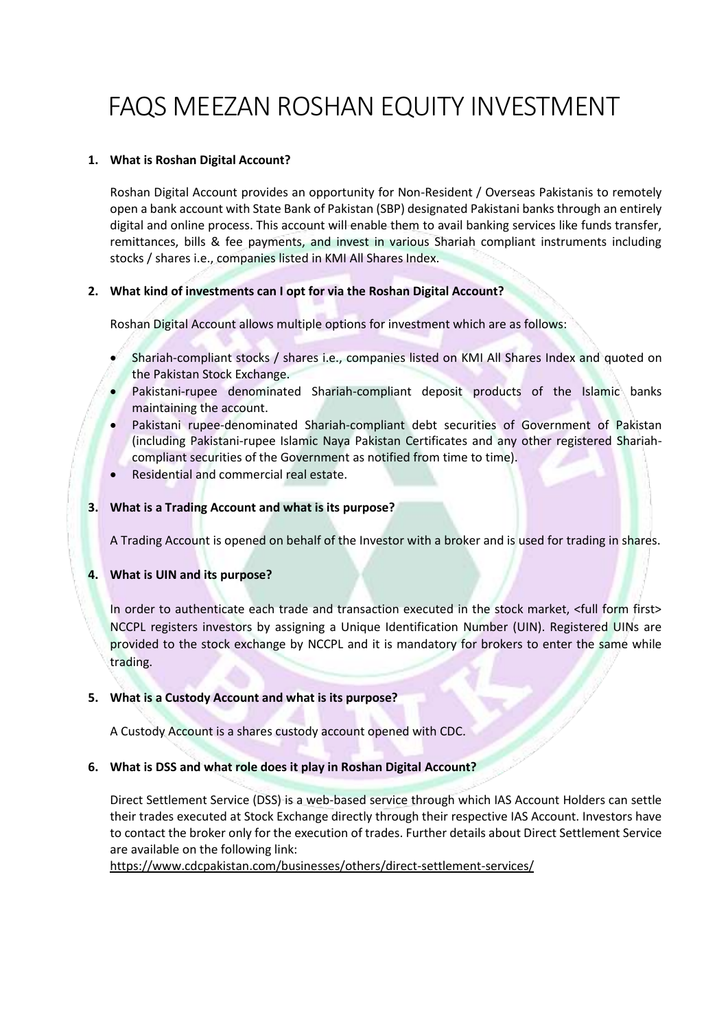# FAQS MEEZAN ROSHAN EQUITY INVESTMENT

1. **What is Roshan Digital Account?**

   Roshan Digital Account provides an opportunity for Non-Resident / Overseas Pakistanis to remotely open a bank account with State Bank of Pakistan (SBP) designated Pakistani banks through an entirely digital and online process. This account will enable them to avail banking services like funds transfer, remittances, bills & fee payments, and invest in various Shariah compliant instruments including stocks / shares i.e., companies listed in KMI All Shares Index.

2. **What kind of investments can I opt for via the Roshan Digital Account?**

   Roshan Digital Account allows multiple options for investment which are as follows:

   - Shariah-compliant stocks / shares i.e., companies listed on KMI All Shares Index and quoted on the Pakistan Stock Exchange.
   - Pakistani-rupee denominated Shariah-compliant deposit products of the Islamic banks maintaining the account.
   - Pakistani rupee-denominated Shariah-compliant debt securities of Government of Pakistan (including Pakistani-rupee Islamic Naya Pakistan Certificates and any other registered Shariah-compliant securities of the Government as notified from time to time).
   - Residential and commercial real estate.

3. **What is a Trading Account and what is its purpose?**

   A Trading Account is opened on behalf of the Investor with a broker and is used for trading in shares.

4. **What is UIN and its purpose?**

   In order to authenticate each trade and transaction executed in the stock market, <full form first> NCCPL registers investors by assigning a Unique Identification Number (UIN). Registered UINs are provided to the stock exchange by NCCPL and it is mandatory for brokers to enter the same while trading.

5. **What is a Custody Account and what is its purpose?**

   A Custody Account is a shares custody account opened with CDC.

6. **What is DSS and what role does it play in Roshan Digital Account?**

   Direct Settlement Service (DSS) is a web-based service through which IAS Account Holders can settle their trades executed at Stock Exchange directly through their respective IAS Account. Investors have to contact the broker only for the execution of trades. Further details about Direct Settlement Service are available on the following link:
   https://www.cdcpakistan.com/businesses/others/direct-settlement-services/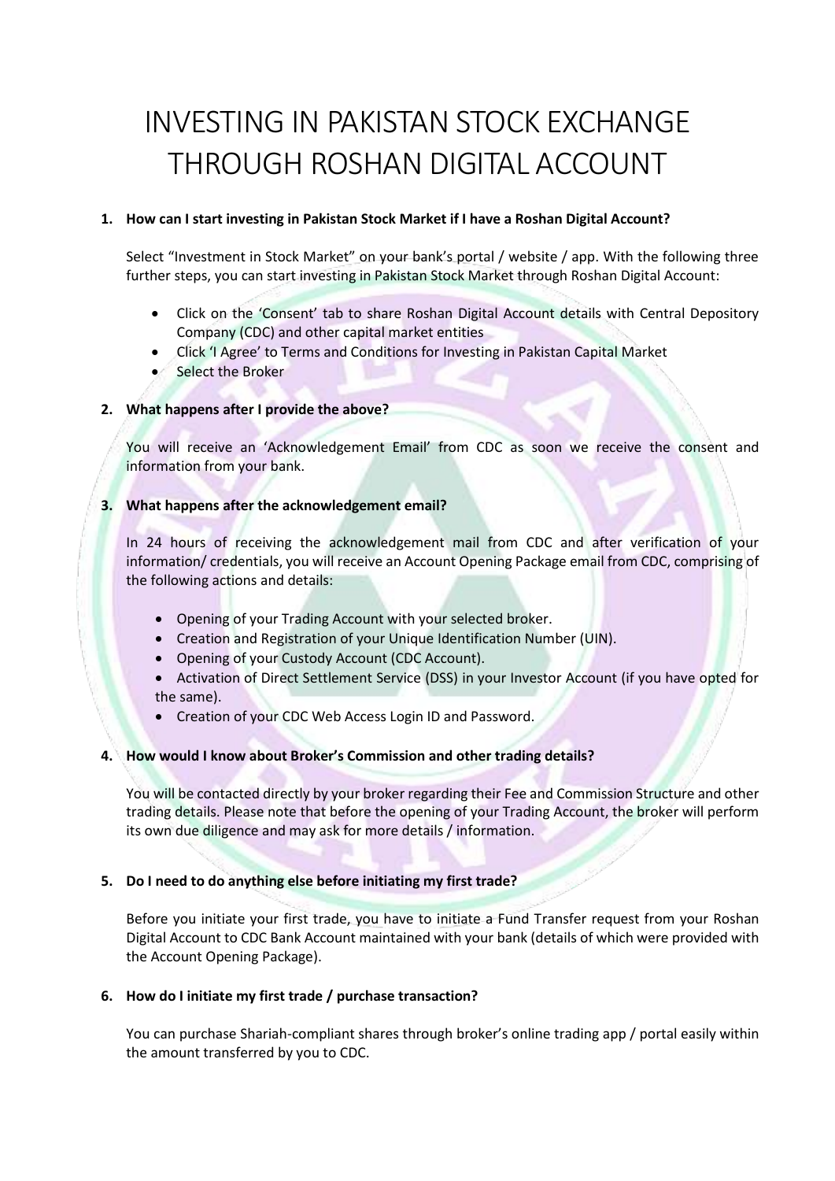# INVESTING IN PAKISTAN STOCK EXCHANGE THROUGH ROSHAN DIGITAL ACCOUNT

1. **How can I start investing in Pakistan Stock Market if I have a Roshan Digital Account?**

   Select "Investment in Stock Market" on your bank's portal / website / app. With the following three further steps, you can start investing in Pakistan Stock Market through Roshan Digital Account:

   - Click on the 'Consent' tab to share Roshan Digital Account details with Central Depository Company (CDC) and other capital market entities
   - Click 'I Agree' to Terms and Conditions for Investing in Pakistan Capital Market
   - Select the Broker

2. **What happens after I provide the above?**

   You will receive an 'Acknowledgement Email' from CDC as soon we receive the consent and information from your bank.

3. **What happens after the acknowledgement email?**

   In 24 hours of receiving the acknowledgement mail from CDC and after verification of your information/ credentials, you will receive an Account Opening Package email from CDC, comprising of the following actions and details:

   - Opening of your Trading Account with your selected broker.
   - Creation and Registration of your Unique Identification Number (UIN).
   - Opening of your Custody Account (CDC Account).
   - Activation of Direct Settlement Service (DSS) in your Investor Account (if you have opted for the same).
   - Creation of your CDC Web Access Login ID and Password.

4. **How would I know about Broker's Commission and other trading details?**

   You will be contacted directly by your broker regarding their Fee and Commission Structure and other trading details. Please note that before the opening of your Trading Account, the broker will perform its own due diligence and may ask for more details / information.

5. **Do I need to do anything else before initiating my first trade?**

   Before you initiate your first trade, you have to initiate a Fund Transfer request from your Roshan Digital Account to CDC Bank Account maintained with your bank (details of which were provided with the Account Opening Package).

6. **How do I initiate my first trade / purchase transaction?**

   You can purchase Shariah-compliant shares through broker's online trading app / portal easily within the amount transferred by you to CDC.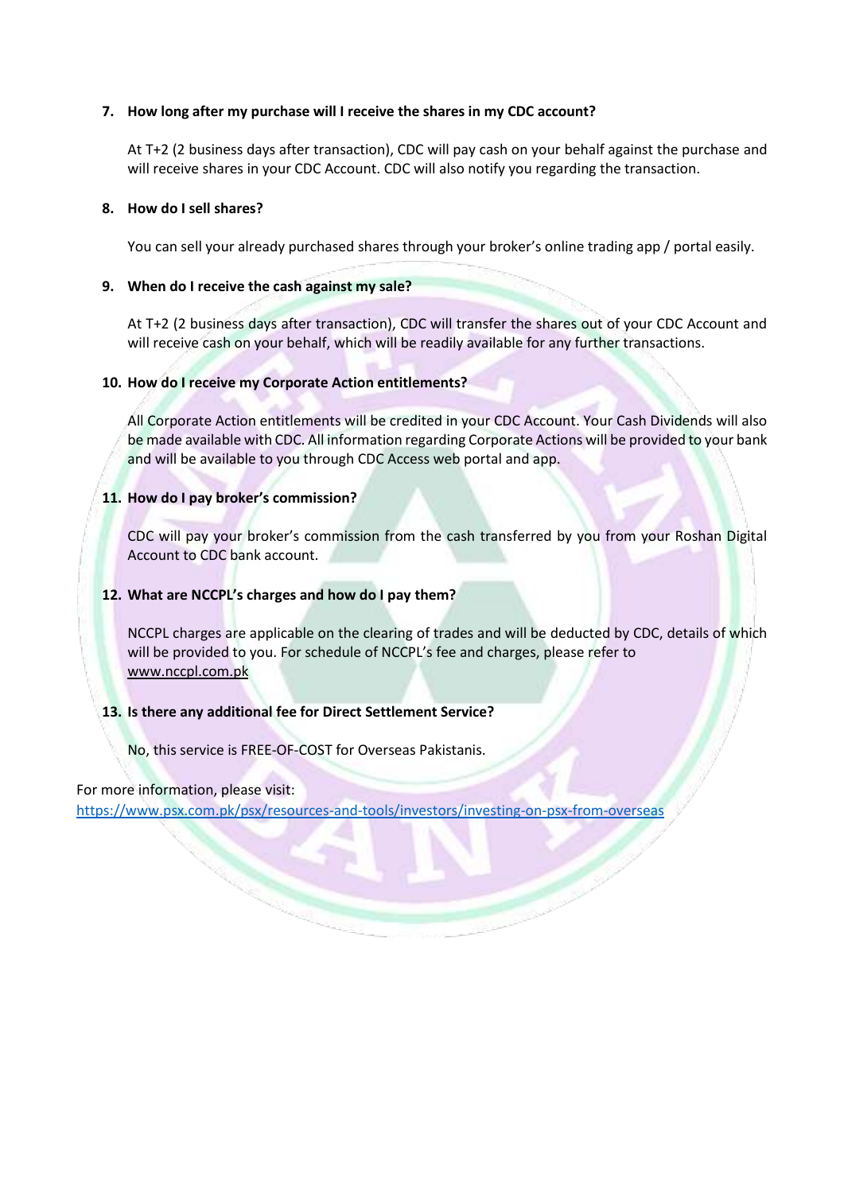7. **How long after my purchase will I receive the shares in my CDC account?**

   At T+2 (2 business days after transaction), CDC will pay cash on your behalf against the purchase and will receive shares in your CDC Account. CDC will also notify you regarding the transaction.

8. **How do I sell shares?**

   You can sell your already purchased shares through your broker's online trading app / portal easily.

9. **When do I receive the cash against my sale?**

   At T+2 (2 business days after transaction), CDC will transfer the shares out of your CDC Account and will receive cash on your behalf, which will be readily available for any further transactions.

10. **How do I receive my Corporate Action entitlements?**

    All Corporate Action entitlements will be credited in your CDC Account. Your Cash Dividends will also be made available with CDC. All information regarding Corporate Actions will be provided to your bank and will be available to you through CDC Access web portal and app.

11. **How do I pay broker's commission?**

    CDC will pay your broker's commission from the cash transferred by you from your Roshan Digital Account to CDC bank account.

12. **What are NCCPL's charges and how do I pay them?**

    NCCPL charges are applicable on the clearing of trades and will be deducted by CDC, details of which will be provided to you. For schedule of NCCPL's fee and charges, please refer to www.nccpl.com.pk

13. **Is there any additional fee for Direct Settlement Service?**

    No, this service is FREE-OF-COST for Overseas Pakistanis.

For more information, please visit:
https://www.psx.com.pk/psx/resources-and-tools/investors/investing-on-psx-from-overseas